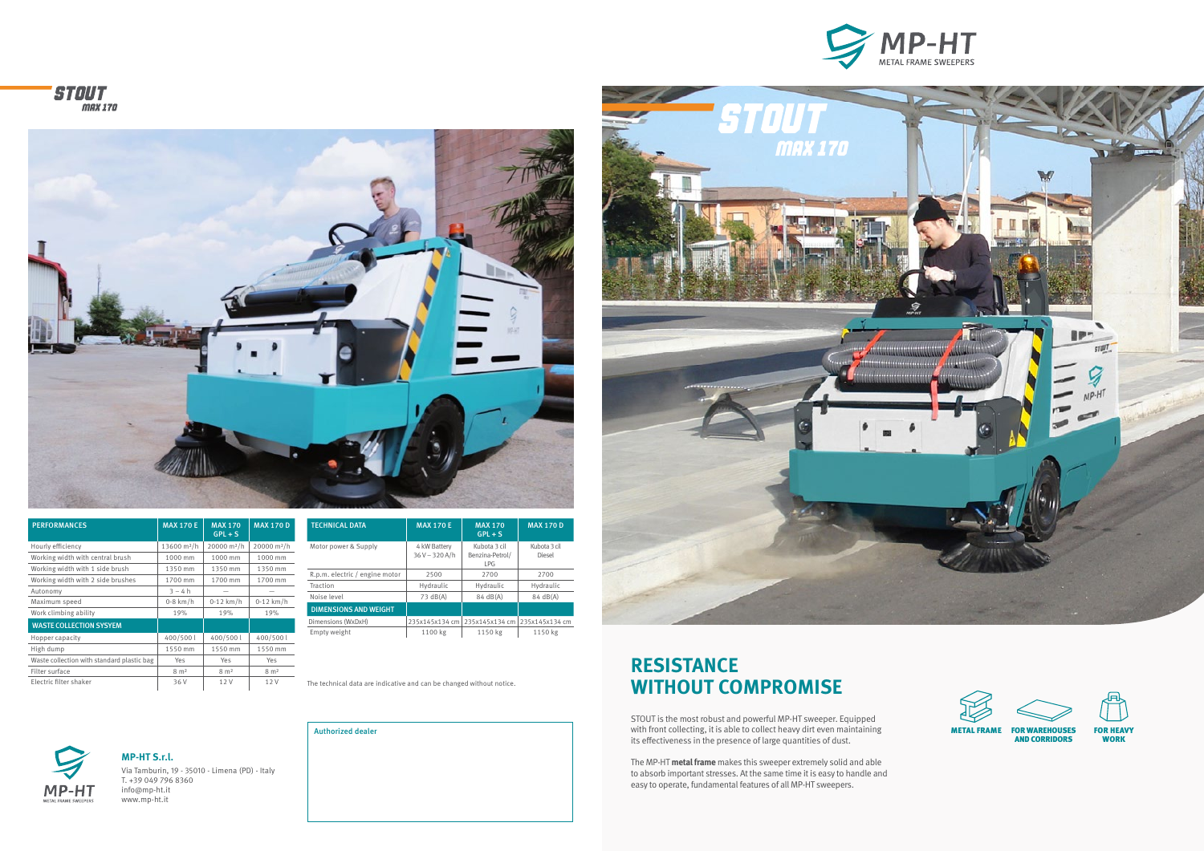# STOUT MAX 170

| PERFORMANCES | MAX 170 E | MAX 170 GPL + S | MAX 170 D |
|---|---|---|---|
| Hourly efficiency | 13600 m²/h | 20000 m²/h | 20000 m²/h |
| Working width with central brush | 1000 mm | 1000 mm | 1000 mm |
| Working width with 1 side brush | 1350 mm | 1350 mm | 1350 mm |
| Working width with 2 side brushes | 1700 mm | 1700 mm | 1700 mm |
| Autonomy | 3 – 4 h | — | — |
| Maximum speed | 0-8 km/h | 0-12 km/h | 0-12 km/h |
| Work climbing ability | 19% | 19% | 19% |
| **WASTE COLLECTION SYSYEM** | | | |
| Hopper capacity | 400/500 l | 400/500 l | 400/500 l |
| High dump | 1550 mm | 1550 mm | 1550 mm |
| Waste collection with standard plastic bag | Yes | Yes | Yes |
| Filter surface | 8 m² | 8 m² | 8 m² |
| Electric filter shaker | 36 V | 12 V | 12 V |

| TECHNICAL DATA | MAX 170 E | MAX 170 GPL + S | MAX 170 D |
|---|---|---|---|
| Motor power & Supply | 4 kW Battery 36 V – 320 A/h | Kubota 3 cil Benzina-Petrol/ LPG | Kubota 3 cil Diesel |
| R.p.m. electric / engine motor | 2500 | 2700 | 2700 |
| Traction | Hydraulic | Hydraulic | Hydraulic |
| Noise level | 73 dB(A) | 84 dB(A) | 84 dB(A) |
| **DIMENSIONS AND WEIGHT** | | | |
| Dimensions (WxDxH) | 235x145x134 cm | 235x145x134 cm | 235x145x134 cm |
| Empty weight | 1100 kg | 1150 kg | 1150 kg |

The technical data are indicative and can be changed without notice.

**MP-HT S.r.l.**
Via Tamburin, 19 - 35010 - Limena (PD) - Italy
T. +39 049 796 8360
info@mp-ht.it
www.mp-ht.it

Authorized dealer

MP-HT METAL FRAME SWEEPERS

# STOUT MAX 170

## RESISTANCE WITHOUT COMPROMISE

STOUT is the most robust and powerful MP-HT sweeper. Equipped with front collecting, it is able to collect heavy dirt even maintaining its effectiveness in the presence of large quantities of dust.

The MP-HT **metal frame** makes this sweeper extremely solid and able to absorb important stresses. At the same time it is easy to handle and easy to operate, fundamental features of all MP-HT sweepers.

METAL FRAME | FOR WAREHOUSES AND CORRIDORS | FOR HEAVY WORK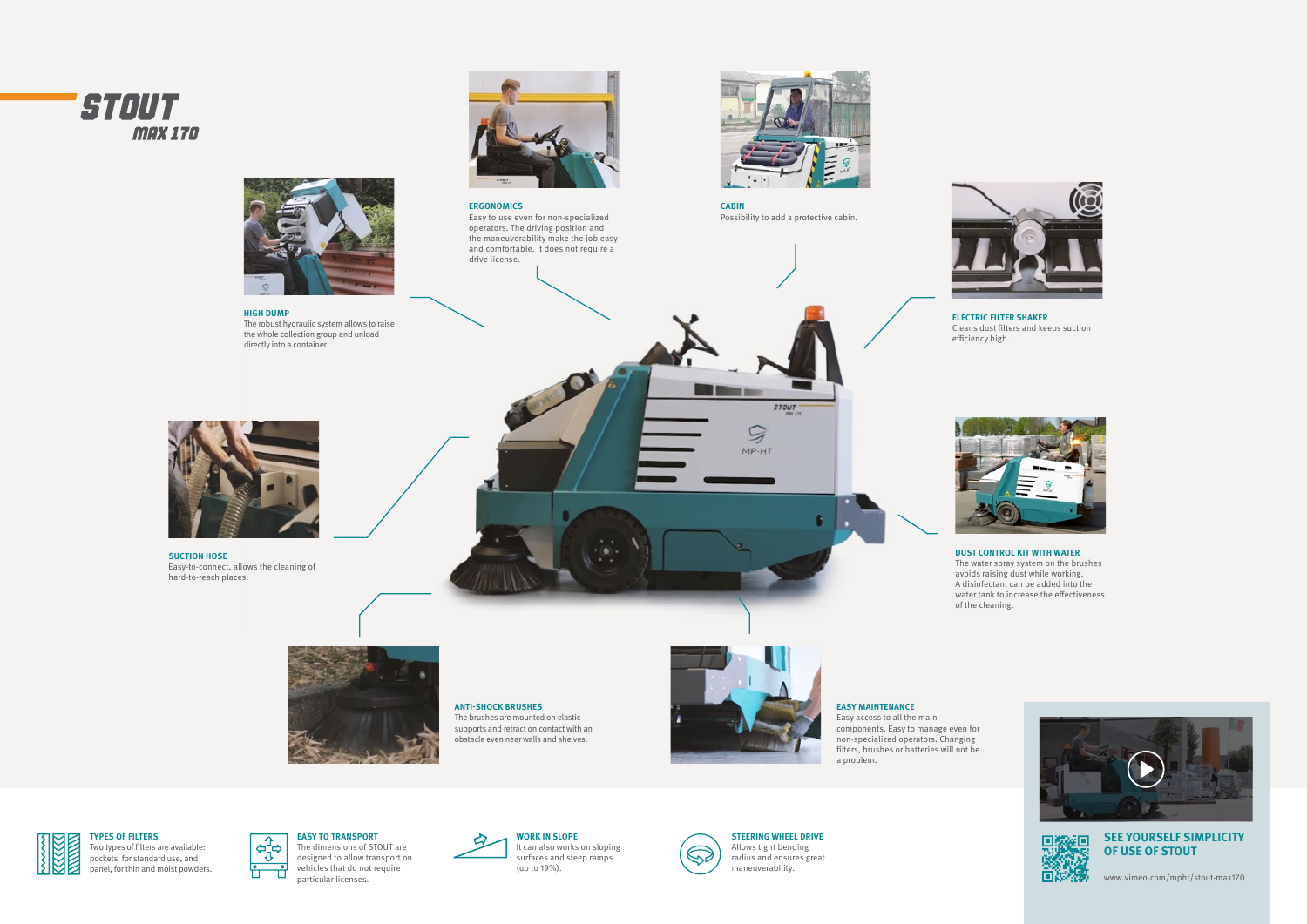# STOUT

## MAX 170

### HIGH DUMP

The robust hydraulic system allows to raise the whole collection group and unload directly into a container.

### ERGONOMICS

Easy to use even for non-specialized operators. The driving position and the maneuverability make the job easy and comfortable. It does not require a drive license.

### CABIN

Possibility to add a protective cabin.

### ELECTRIC FILTER SHAKER

Cleans dust filters and keeps suction efficiency high.

### SUCTION HOSE

Easy-to-connect, allows the cleaning of hard-to-reach places.

### DUST CONTROL KIT WITH WATER

The water spray system on the brushes avoids raising dust while working. A disinfectant can be added into the water tank to increase the effectiveness of the cleaning.

### ANTI-SHOCK BRUSHES

The brushes are mounted on elastic supports and retract on contact with an obstacle even near walls and shelves.

### EASY MAINTENANCE

Easy access to all the main components. Easy to manage even for non-specialized operators. Changing filters, brushes or batteries will not be a problem.

### TYPES OF FILTERS

Two types of filters are available: pockets, for standard use, and panel, for thin and moist powders.

### EASY TO TRANSPORT

The dimensions of STOUT are designed to allow transport on vehicles that do not require particular licenses.

### WORK IN SLOPE

It can also works on sloping surfaces and steep ramps (up to 19%).

### STEERING WHEEL DRIVE

Allows tight bending radius and ensures great maneuverability.

### SEE YOURSELF SIMPLICITY OF USE OF STOUT

www.vimeo.com/mpht/stout-max170